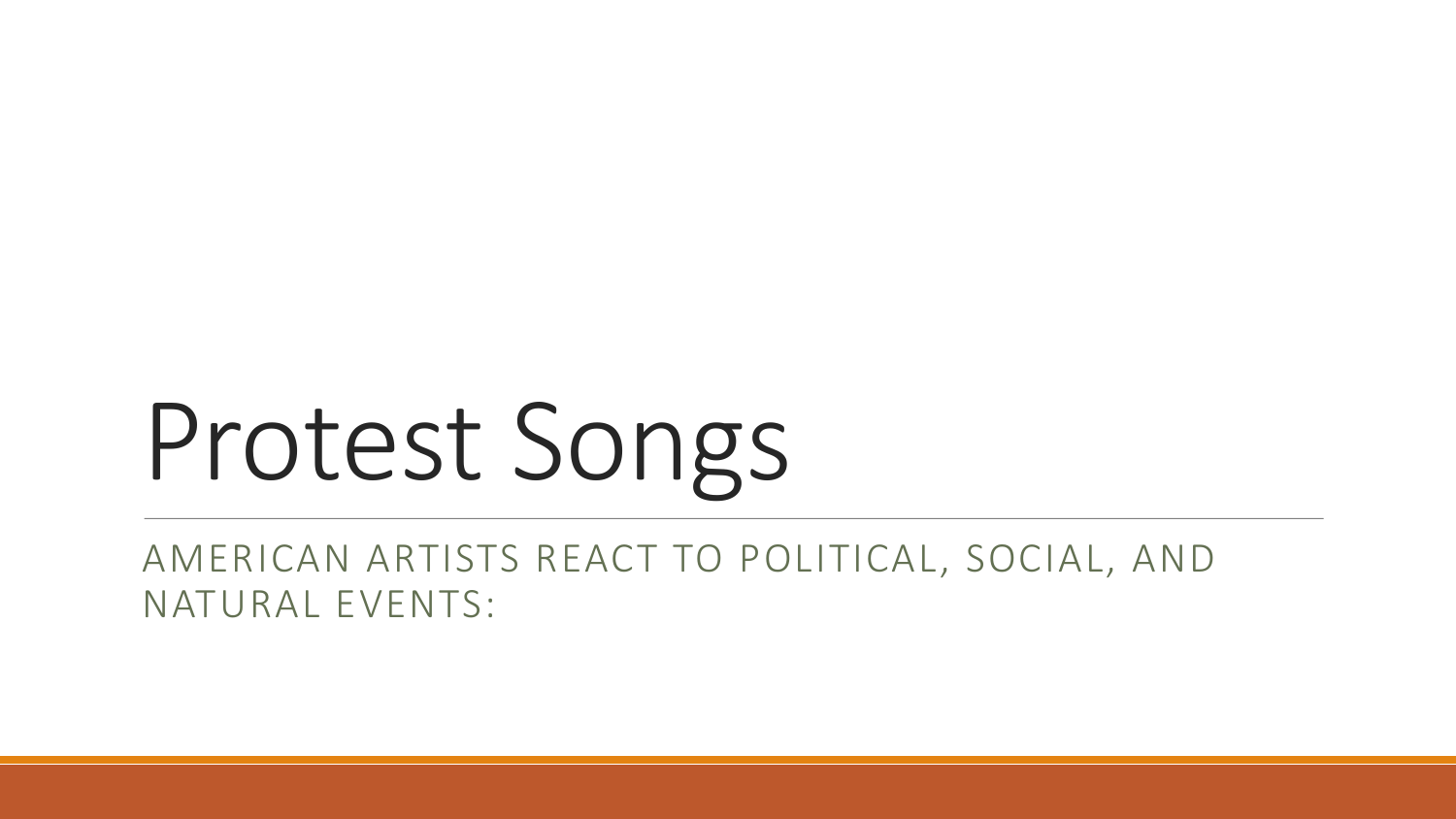# Protest Songs

AMERICAN ARTISTS REACT TO POLITICAL, SOCIAL, AND NATURAL EVENTS: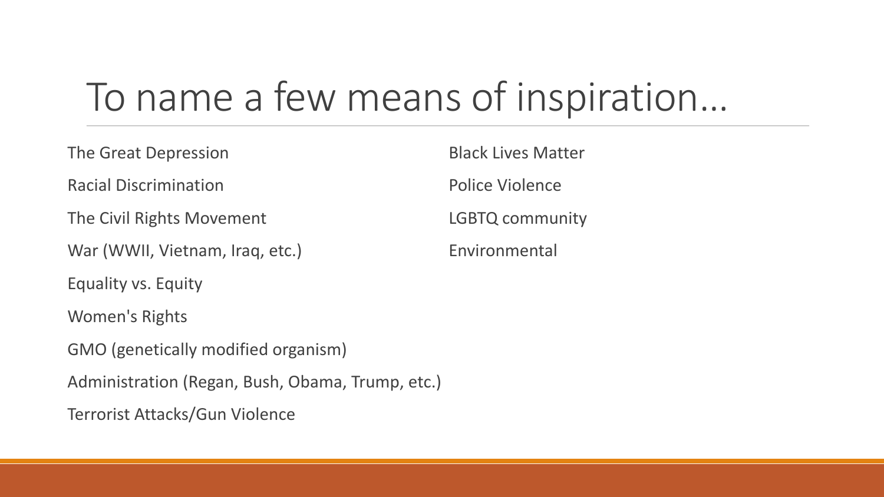# To name a few means of inspiration…

- The Great Depression
- Racial Discrimination
- The Civil Rights Movement
- War (WWII, Vietnam, Iraq, etc.)
- Equality vs. Equity
- Women's Rights
- GMO (genetically modified organism)
- Administration (Regan, Bush, Obama, Trump, etc.)
- Terrorist Attacks/Gun Violence
- Black Lives Matter
- Police Violence
- LGBTQ community
- Environmental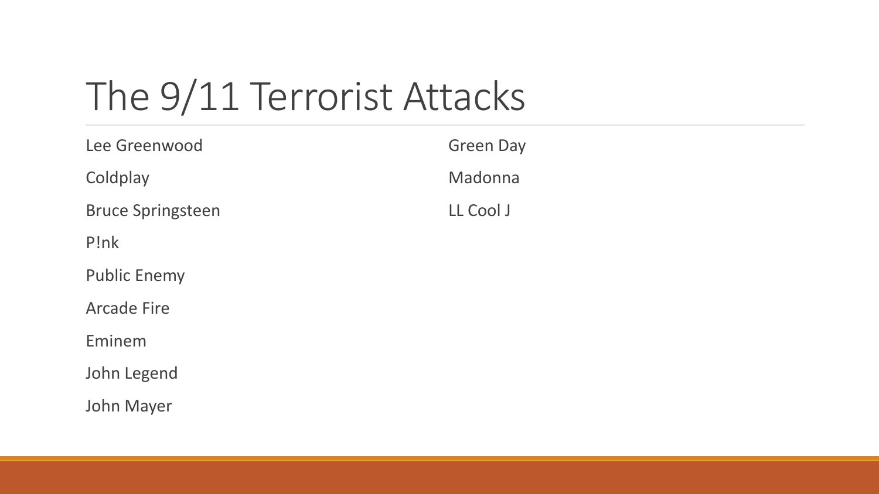# The 9/11 Terrorist Attacks

- Lee Greenwood
- Coldplay
- Bruce Springsteen
- P!nk
- Public Enemy
- Arcade Fire
- Eminem
- John Legend
- John Mayer
- Green Day
- Madonna
- LL Cool J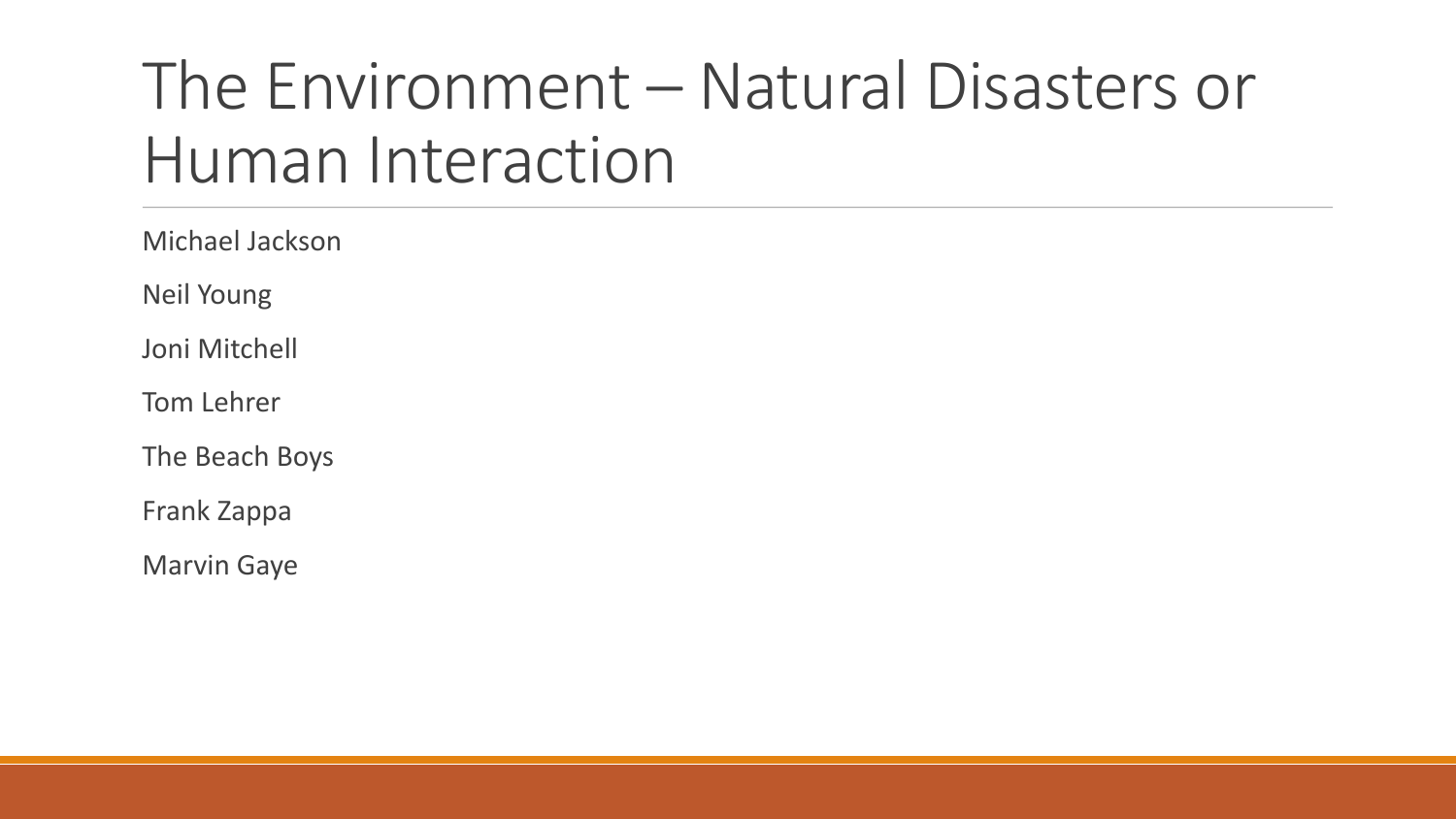# The Environment – Natural Disasters or Human Interaction

Michael Jackson

Neil Young

Joni Mitchell

Tom Lehrer

The Beach Boys

Frank Zappa

Marvin Gaye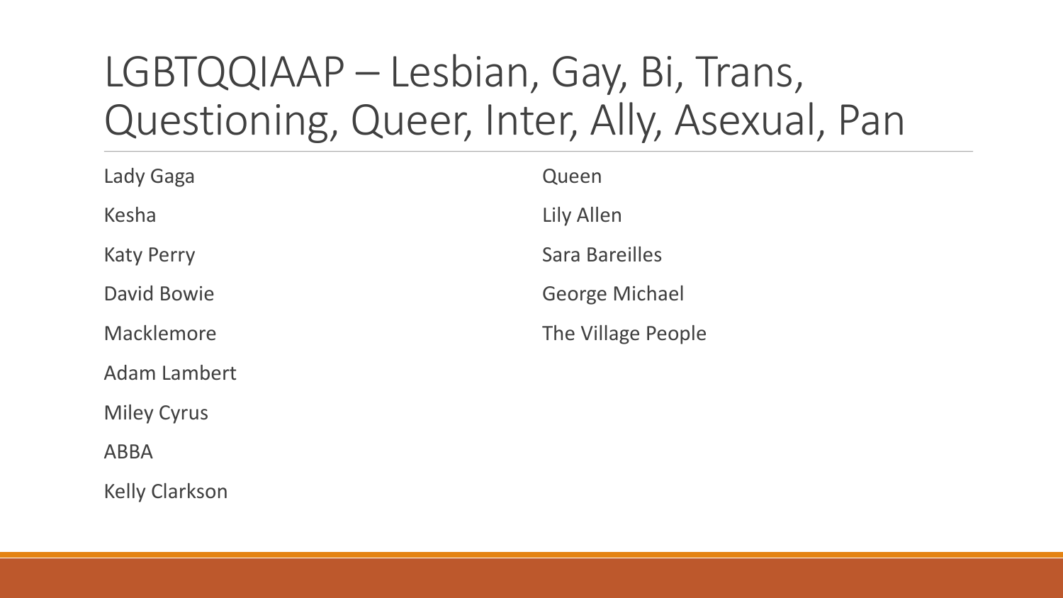# LGBTQQIAAP – Lesbian, Gay, Bi, Trans, Questioning, Queer, Inter, Ally, Asexual, Pan

Lady Gaga

Kesha

Katy Perry

David Bowie

Macklemore

Adam Lambert

Miley Cyrus

ABBA

Kelly Clarkson

Queen

Lily Allen

Sara Bareilles

George Michael

The Village People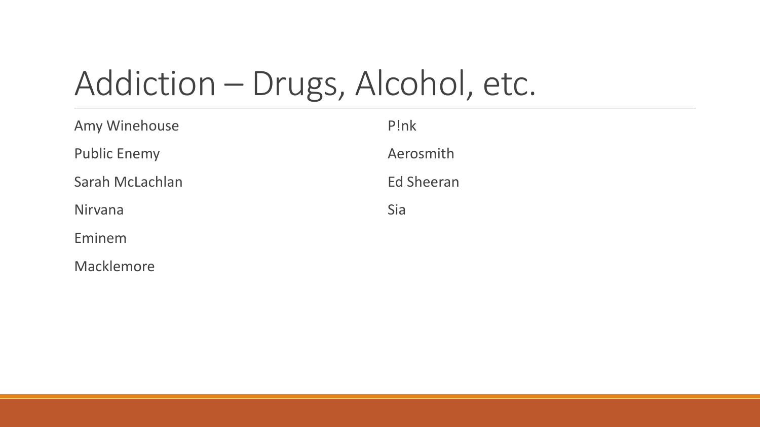# Addiction – Drugs, Alcohol, etc.

Amy Winehouse

Public Enemy

Sarah McLachlan

Nirvana

Eminem

Macklemore

P!nk

Aerosmith

Ed Sheeran

Sia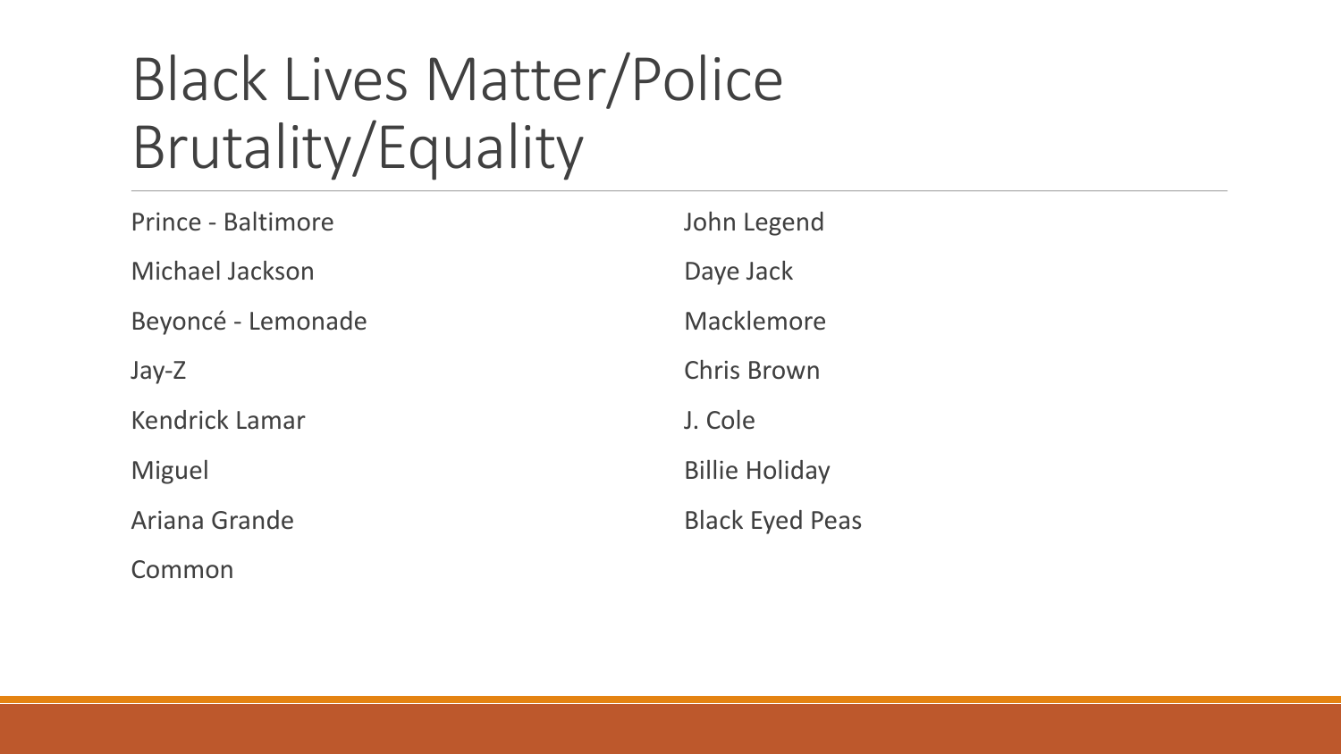# Black Lives Matter/Police Brutality/Equality

Prince - Baltimore

Michael Jackson

Beyoncé - Lemonade

Jay-Z

Kendrick Lamar

Miguel

Ariana Grande

Common

John Legend

Daye Jack

Macklemore

Chris Brown

J. Cole

Billie Holiday

Black Eyed Peas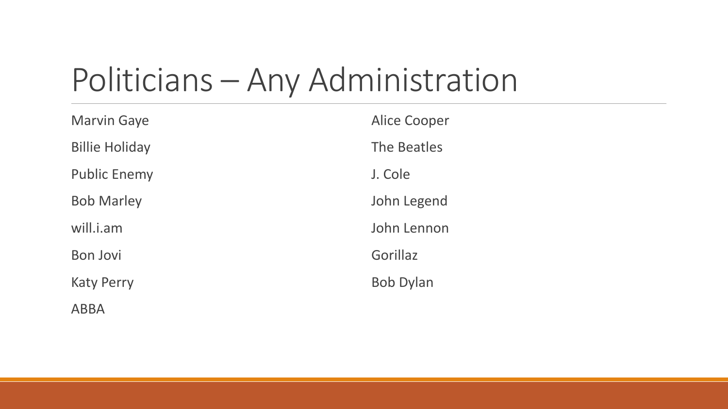# Politicians – Any Administration

- Marvin Gaye
- Billie Holiday
- Public Enemy
- Bob Marley
- will.i.am
- Bon Jovi
- Katy Perry
- ABBA
- Alice Cooper
- The Beatles
- J. Cole
- John Legend
- John Lennon
- Gorillaz
- Bob Dylan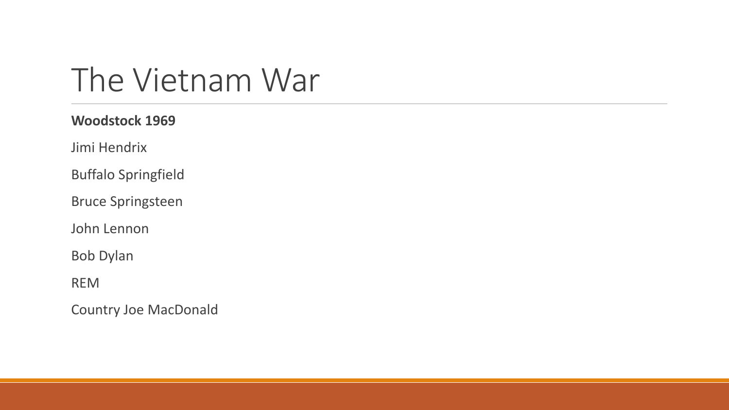# The Vietnam War

**Woodstock 1969**

Jimi Hendrix

Buffalo Springfield

Bruce Springsteen

John Lennon

Bob Dylan

REM

Country Joe MacDonald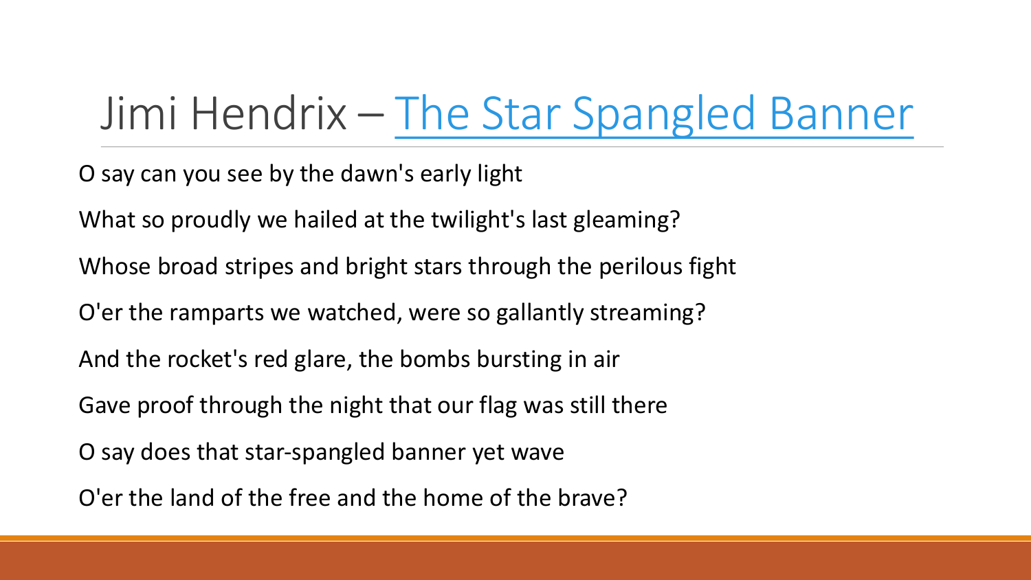# Jimi Hendrix – The Star Spangled Banner

O say can you see by the dawn's early light

What so proudly we hailed at the twilight's last gleaming?

Whose broad stripes and bright stars through the perilous fight

O'er the ramparts we watched, were so gallantly streaming?

And the rocket's red glare, the bombs bursting in air

Gave proof through the night that our flag was still there

O say does that star-spangled banner yet wave

O'er the land of the free and the home of the brave?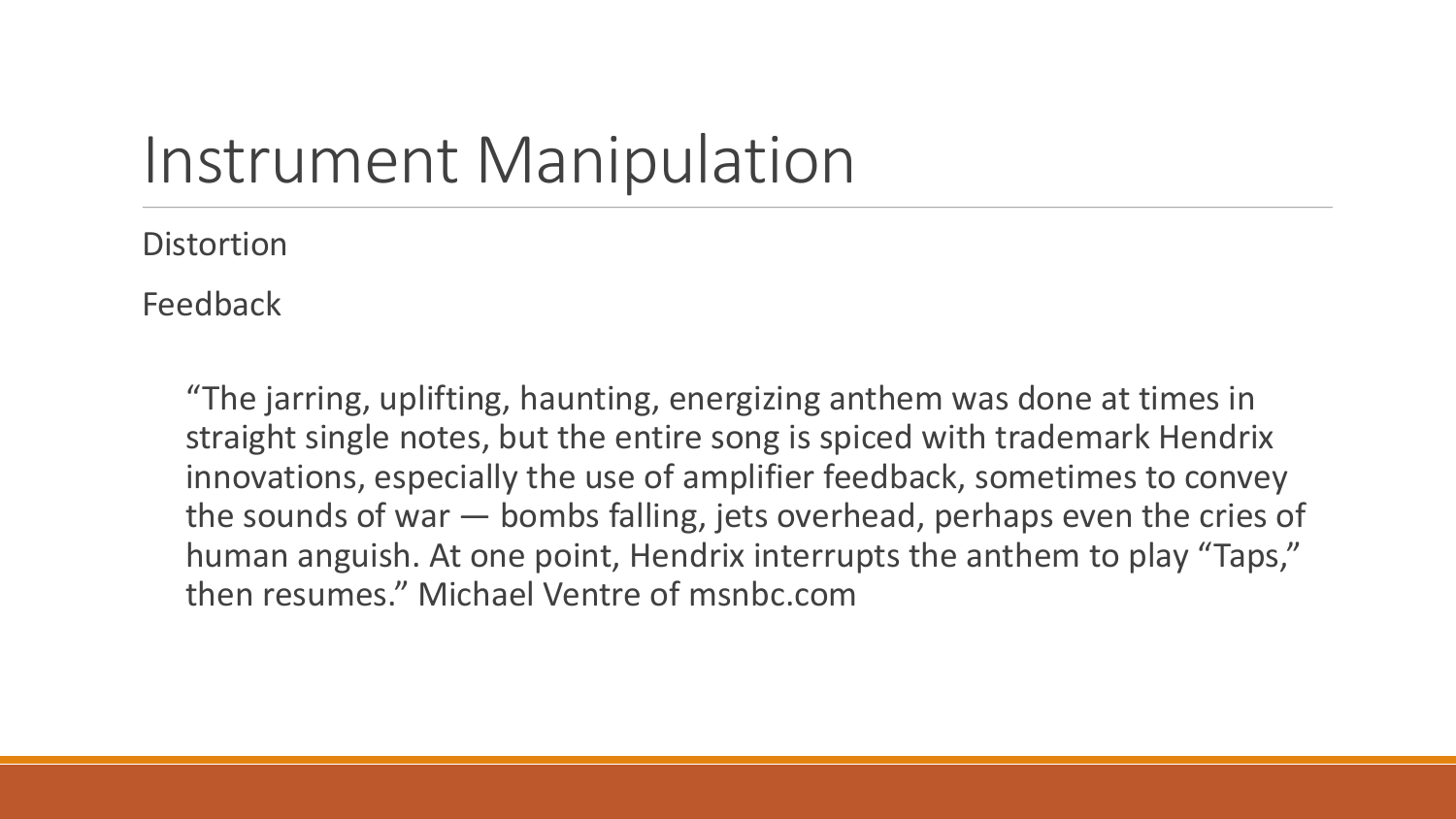# Instrument Manipulation

Distortion

Feedback

> "The jarring, uplifting, haunting, energizing anthem was done at times in straight single notes, but the entire song is spiced with trademark Hendrix innovations, especially the use of amplifier feedback, sometimes to convey the sounds of war — bombs falling, jets overhead, perhaps even the cries of human anguish. At one point, Hendrix interrupts the anthem to play "Taps," then resumes." Michael Ventre of msnbc.com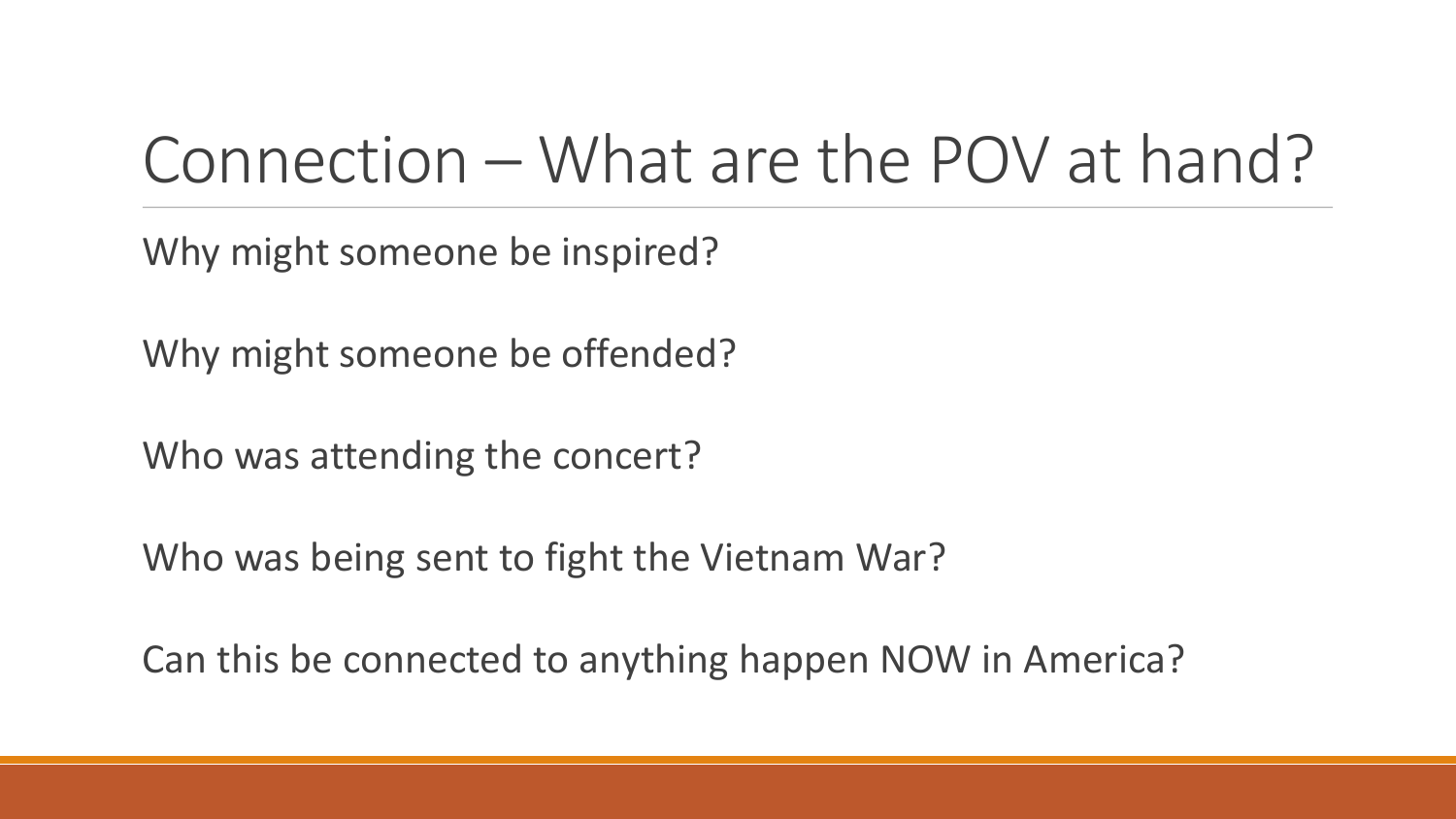# Connection – What are the POV at hand?

Why might someone be inspired?

Why might someone be offended?

Who was attending the concert?

Who was being sent to fight the Vietnam War?

Can this be connected to anything happen NOW in America?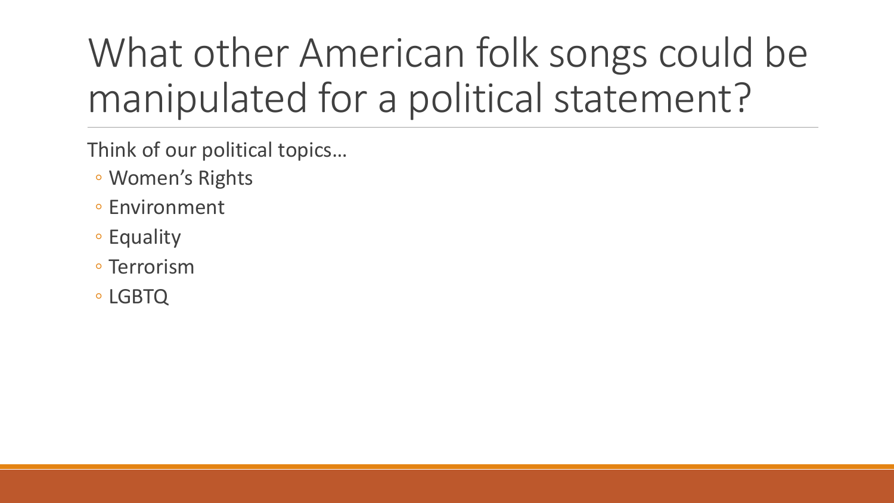# What other American folk songs could be manipulated for a political statement?

Think of our political topics…

- Women's Rights
- Environment
- Equality
- Terrorism
- LGBTQ